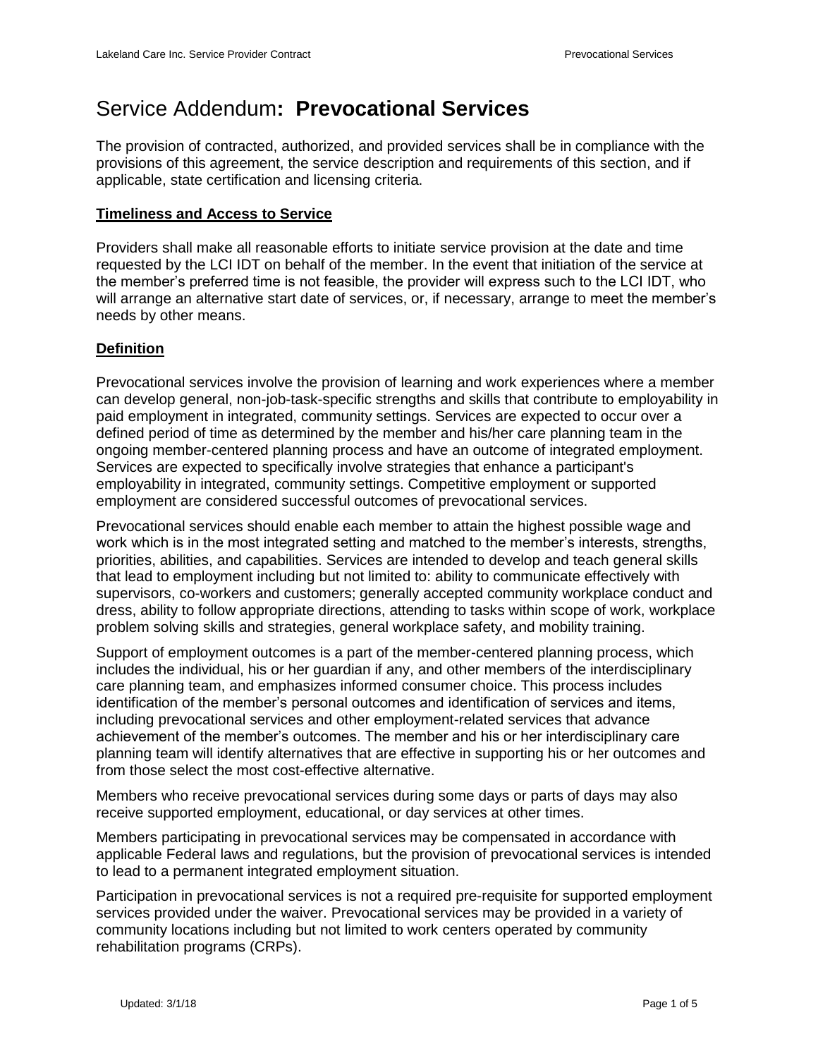# Service Addendum: **Prevocational Services**

The provision of contracted, authorized, and provided services shall be in compliance with the provisions of this agreement, the service description and requirements of this section, and if applicable, state certification and licensing criteria.

## **Timeliness and Access to Service**

Providers shall make all reasonable efforts to initiate service provision at the date and time requested by the LCI IDT on behalf of the member. In the event that initiation of the service at the member's preferred time is not feasible, the provider will express such to the LCI IDT, who will arrange an alternative start date of services, or, if necessary, arrange to meet the member's needs by other means.

## **Definition**

Prevocational services involve the provision of learning and work experiences where a member can develop general, non-job-task-specific strengths and skills that contribute to employability in paid employment in integrated, community settings. Services are expected to occur over a defined period of time as determined by the member and his/her care planning team in the ongoing member-centered planning process and have an outcome of integrated employment. Services are expected to specifically involve strategies that enhance a participant's employability in integrated, community settings. Competitive employment or supported employment are considered successful outcomes of prevocational services.

Prevocational services should enable each member to attain the highest possible wage and work which is in the most integrated setting and matched to the member's interests, strengths, priorities, abilities, and capabilities. Services are intended to develop and teach general skills that lead to employment including but not limited to: ability to communicate effectively with supervisors, co-workers and customers; generally accepted community workplace conduct and dress, ability to follow appropriate directions, attending to tasks within scope of work, workplace problem solving skills and strategies, general workplace safety, and mobility training.

Support of employment outcomes is a part of the member-centered planning process, which includes the individual, his or her guardian if any, and other members of the interdisciplinary care planning team, and emphasizes informed consumer choice. This process includes identification of the member's personal outcomes and identification of services and items, including prevocational services and other employment-related services that advance achievement of the member's outcomes. The member and his or her interdisciplinary care planning team will identify alternatives that are effective in supporting his or her outcomes and from those select the most cost-effective alternative.

Members who receive prevocational services during some days or parts of days may also receive supported employment, educational, or day services at other times.

Members participating in prevocational services may be compensated in accordance with applicable Federal laws and regulations, but the provision of prevocational services is intended to lead to a permanent integrated employment situation.

Participation in prevocational services is not a required pre-requisite for supported employment services provided under the waiver. Prevocational services may be provided in a variety of community locations including but not limited to work centers operated by community rehabilitation programs (CRPs).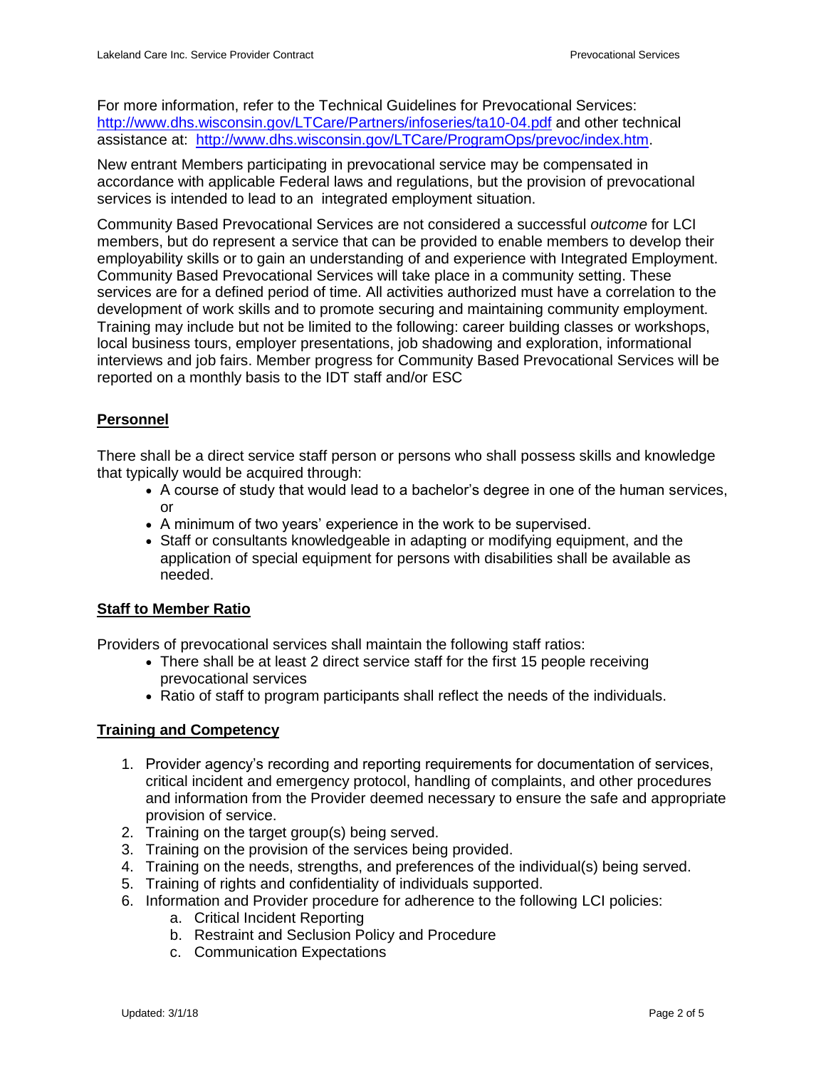For more information, refer to the Technical Guidelines for Prevocational Services: http://www.dhs.wisconsin.gov/LTCare/Partners/infoseries/ta10-04.pdf and other technical assistance at: http://www.dhs.wisconsin.gov/LTCare/ProgramOps/prevoc/index.htm.

New entrant Members participating in prevocational service may be compensated in accordance with applicable Federal laws and regulations, but the provision of prevocational services is intended to lead to an integrated employment situation.

Community Based Prevocational Services are not considered a successful *outcome* for LCI members, but do represent a service that can be provided to enable members to develop their employability skills or to gain an understanding of and experience with Integrated Employment. Community Based Prevocational Services will take place in a community setting. These services are for a defined period of time. All activities authorized must have a correlation to the development of work skills and to promote securing and maintaining community employment. Training may include but not be limited to the following: career building classes or workshops, local business tours, employer presentations, job shadowing and exploration, informational interviews and job fairs. Member progress for Community Based Prevocational Services will be reported on a monthly basis to the IDT staff and/or ESC

## Personnel

There shall be a direct service staff person or persons who shall possess skills and knowledge that typically would be acquired through:

- A course of study that would lead to a bachelor's degree in one of the human services, or
- A minimum of two years' experience in the work to be supervised.
- Staff or consultants knowledgeable in adapting or modifying equipment, and the application of special equipment for persons with disabilities shall be available as needed.

## Staff to Member Ratio

Providers of prevocational services shall maintain the following staff ratios:

- There shall be at least 2 direct service staff for the first 15 people receiving prevocational services
- Ratio of staff to program participants shall reflect the needs of the individuals.

## Training and Competency

1. Provider agency's recording and reporting requirements for documentation of services, critical incident and emergency protocol, handling of complaints, and other procedures and information from the Provider deemed necessary to ensure the safe and appropriate provision of service.
2. Training on the target group(s) being served.
3. Training on the provision of the services being provided.
4. Training on the needs, strengths, and preferences of the individual(s) being served.
5. Training of rights and confidentiality of individuals supported.
6. Information and Provider procedure for adherence to the following LCI policies:
   a. Critical Incident Reporting
   b. Restraint and Seclusion Policy and Procedure
   c. Communication Expectations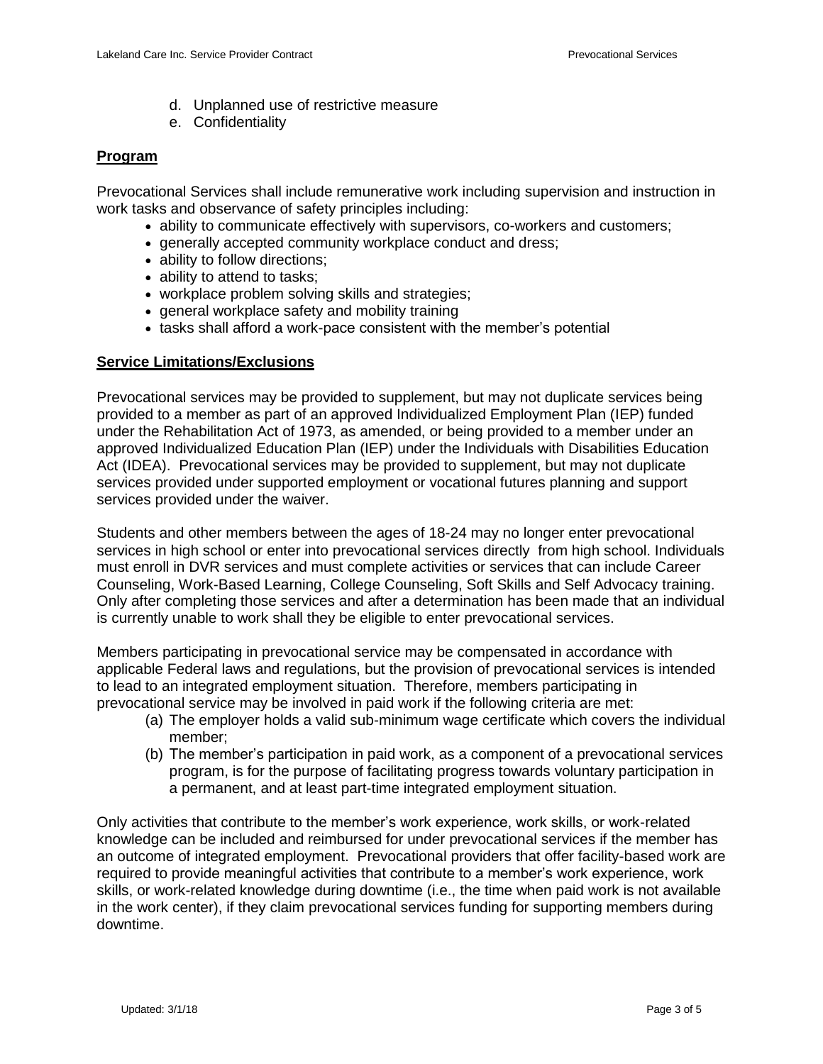d. Unplanned use of restrictive measure
e. Confidentiality

## Program

Prevocational Services shall include remunerative work including supervision and instruction in work tasks and observance of safety principles including:

- ability to communicate effectively with supervisors, co-workers and customers;
- generally accepted community workplace conduct and dress;
- ability to follow directions;
- ability to attend to tasks;
- workplace problem solving skills and strategies;
- general workplace safety and mobility training
- tasks shall afford a work-pace consistent with the member's potential

## Service Limitations/Exclusions

Prevocational services may be provided to supplement, but may not duplicate services being provided to a member as part of an approved Individualized Employment Plan (IEP) funded under the Rehabilitation Act of 1973, as amended, or being provided to a member under an approved Individualized Education Plan (IEP) under the Individuals with Disabilities Education Act (IDEA). Prevocational services may be provided to supplement, but may not duplicate services provided under supported employment or vocational futures planning and support services provided under the waiver.

Students and other members between the ages of 18-24 may no longer enter prevocational services in high school or enter into prevocational services directly from high school. Individuals must enroll in DVR services and must complete activities or services that can include Career Counseling, Work-Based Learning, College Counseling, Soft Skills and Self Advocacy training. Only after completing those services and after a determination has been made that an individual is currently unable to work shall they be eligible to enter prevocational services.

Members participating in prevocational service may be compensated in accordance with applicable Federal laws and regulations, but the provision of prevocational services is intended to lead to an integrated employment situation. Therefore, members participating in prevocational service may be involved in paid work if the following criteria are met:

(a) The employer holds a valid sub-minimum wage certificate which covers the individual member;
(b) The member's participation in paid work, as a component of a prevocational services program, is for the purpose of facilitating progress towards voluntary participation in a permanent, and at least part-time integrated employment situation.

Only activities that contribute to the member's work experience, work skills, or work-related knowledge can be included and reimbursed for under prevocational services if the member has an outcome of integrated employment. Prevocational providers that offer facility-based work are required to provide meaningful activities that contribute to a member's work experience, work skills, or work-related knowledge during downtime (i.e., the time when paid work is not available in the work center), if they claim prevocational services funding for supporting members during downtime.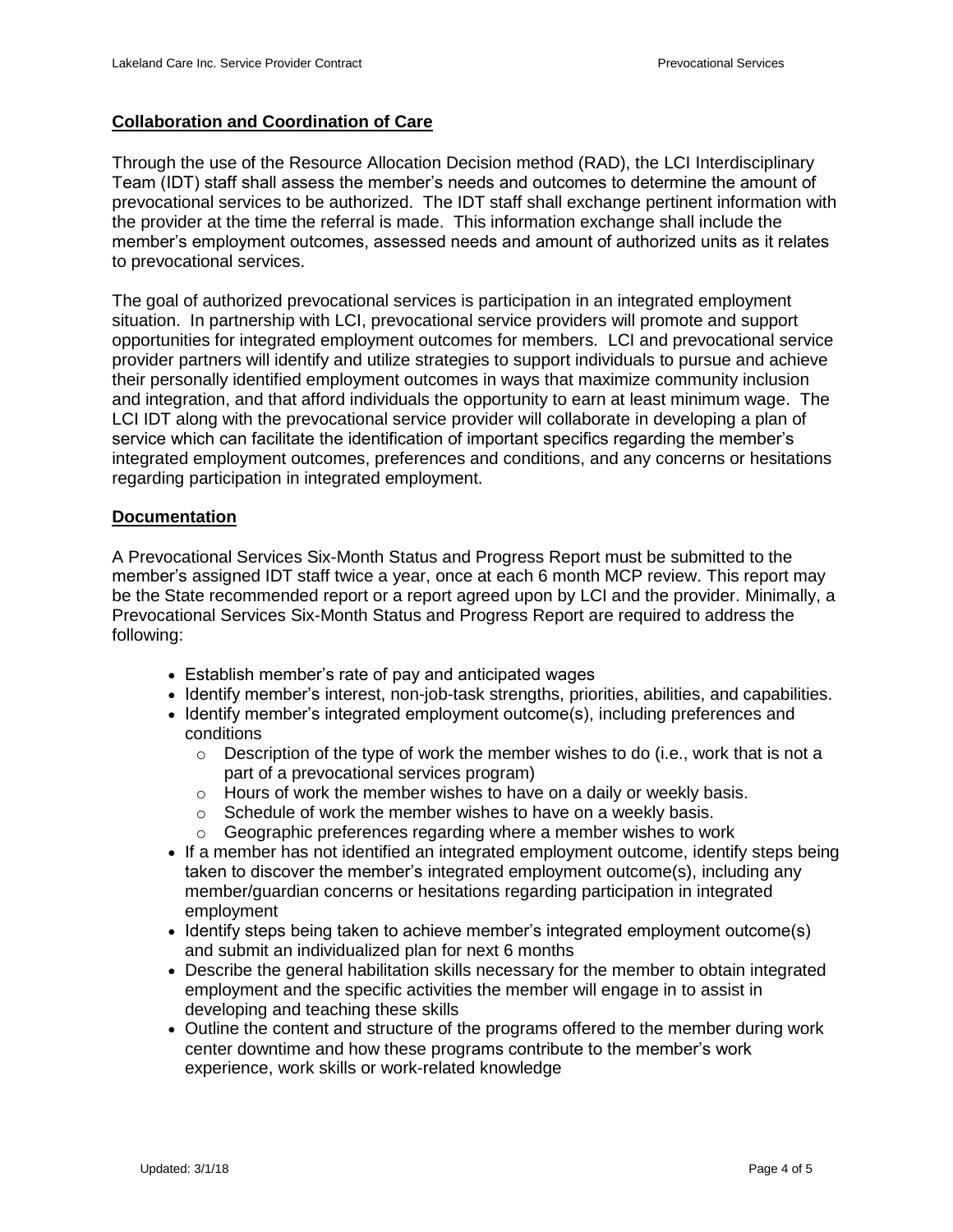## Collaboration and Coordination of Care

Through the use of the Resource Allocation Decision method (RAD), the LCI Interdisciplinary Team (IDT) staff shall assess the member's needs and outcomes to determine the amount of prevocational services to be authorized. The IDT staff shall exchange pertinent information with the provider at the time the referral is made. This information exchange shall include the member's employment outcomes, assessed needs and amount of authorized units as it relates to prevocational services.

The goal of authorized prevocational services is participation in an integrated employment situation. In partnership with LCI, prevocational service providers will promote and support opportunities for integrated employment outcomes for members. LCI and prevocational service provider partners will identify and utilize strategies to support individuals to pursue and achieve their personally identified employment outcomes in ways that maximize community inclusion and integration, and that afford individuals the opportunity to earn at least minimum wage. The LCI IDT along with the prevocational service provider will collaborate in developing a plan of service which can facilitate the identification of important specifics regarding the member's integrated employment outcomes, preferences and conditions, and any concerns or hesitations regarding participation in integrated employment.

## Documentation

A Prevocational Services Six-Month Status and Progress Report must be submitted to the member's assigned IDT staff twice a year, once at each 6 month MCP review. This report may be the State recommended report or a report agreed upon by LCI and the provider. Minimally, a Prevocational Services Six-Month Status and Progress Report are required to address the following:

- Establish member's rate of pay and anticipated wages
- Identify member's interest, non-job-task strengths, priorities, abilities, and capabilities.
- Identify member's integrated employment outcome(s), including preferences and conditions
  - Description of the type of work the member wishes to do (i.e., work that is not a part of a prevocational services program)
  - Hours of work the member wishes to have on a daily or weekly basis.
  - Schedule of work the member wishes to have on a weekly basis.
  - Geographic preferences regarding where a member wishes to work
- If a member has not identified an integrated employment outcome, identify steps being taken to discover the member's integrated employment outcome(s), including any member/guardian concerns or hesitations regarding participation in integrated employment
- Identify steps being taken to achieve member's integrated employment outcome(s) and submit an individualized plan for next 6 months
- Describe the general habilitation skills necessary for the member to obtain integrated employment and the specific activities the member will engage in to assist in developing and teaching these skills
- Outline the content and structure of the programs offered to the member during work center downtime and how these programs contribute to the member's work experience, work skills or work-related knowledge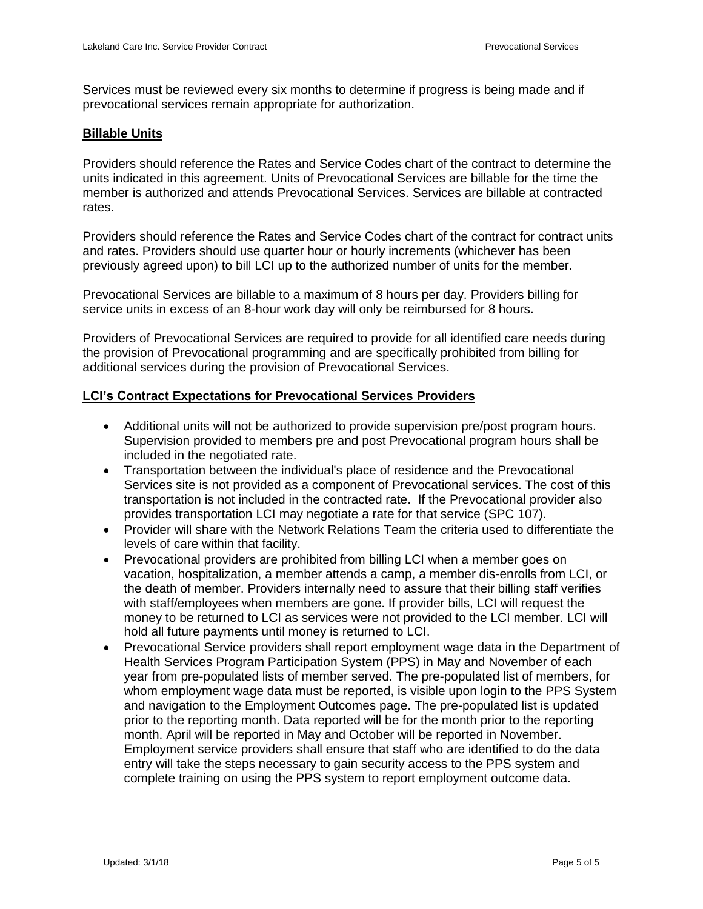Services must be reviewed every six months to determine if progress is being made and if prevocational services remain appropriate for authorization.

## Billable Units

Providers should reference the Rates and Service Codes chart of the contract to determine the units indicated in this agreement. Units of Prevocational Services are billable for the time the member is authorized and attends Prevocational Services. Services are billable at contracted rates.

Providers should reference the Rates and Service Codes chart of the contract for contract units and rates. Providers should use quarter hour or hourly increments (whichever has been previously agreed upon) to bill LCI up to the authorized number of units for the member.

Prevocational Services are billable to a maximum of 8 hours per day. Providers billing for service units in excess of an 8-hour work day will only be reimbursed for 8 hours.

Providers of Prevocational Services are required to provide for all identified care needs during the provision of Prevocational programming and are specifically prohibited from billing for additional services during the provision of Prevocational Services.

## LCI's Contract Expectations for Prevocational Services Providers

- Additional units will not be authorized to provide supervision pre/post program hours. Supervision provided to members pre and post Prevocational program hours shall be included in the negotiated rate.
- Transportation between the individual's place of residence and the Prevocational Services site is not provided as a component of Prevocational services. The cost of this transportation is not included in the contracted rate. If the Prevocational provider also provides transportation LCI may negotiate a rate for that service (SPC 107).
- Provider will share with the Network Relations Team the criteria used to differentiate the levels of care within that facility.
- Prevocational providers are prohibited from billing LCI when a member goes on vacation, hospitalization, a member attends a camp, a member dis-enrolls from LCI, or the death of member. Providers internally need to assure that their billing staff verifies with staff/employees when members are gone. If provider bills, LCI will request the money to be returned to LCI as services were not provided to the LCI member. LCI will hold all future payments until money is returned to LCI.
- Prevocational Service providers shall report employment wage data in the Department of Health Services Program Participation System (PPS) in May and November of each year from pre-populated lists of member served. The pre-populated list of members, for whom employment wage data must be reported, is visible upon login to the PPS System and navigation to the Employment Outcomes page. The pre-populated list is updated prior to the reporting month. Data reported will be for the month prior to the reporting month. April will be reported in May and October will be reported in November. Employment service providers shall ensure that staff who are identified to do the data entry will take the steps necessary to gain security access to the PPS system and complete training on using the PPS system to report employment outcome data.